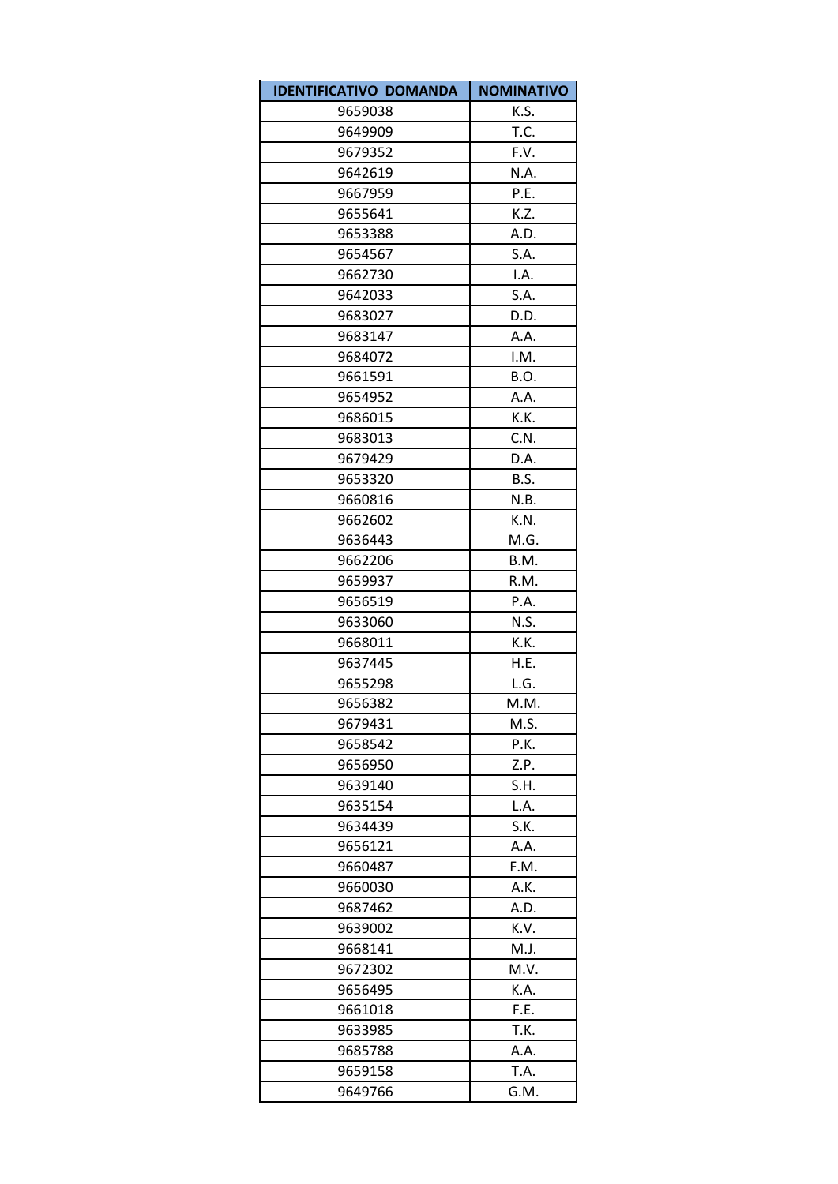| IDENTIFICATIVO DOMANDA | NOMINATIVO |
| --- | --- |
| 9659038 | K.S. |
| 9649909 | T.C. |
| 9679352 | F.V. |
| 9642619 | N.A. |
| 9667959 | P.E. |
| 9655641 | K.Z. |
| 9653388 | A.D. |
| 9654567 | S.A. |
| 9662730 | I.A. |
| 9642033 | S.A. |
| 9683027 | D.D. |
| 9683147 | A.A. |
| 9684072 | I.M. |
| 9661591 | B.O. |
| 9654952 | A.A. |
| 9686015 | K.K. |
| 9683013 | C.N. |
| 9679429 | D.A. |
| 9653320 | B.S. |
| 9660816 | N.B. |
| 9662602 | K.N. |
| 9636443 | M.G. |
| 9662206 | B.M. |
| 9659937 | R.M. |
| 9656519 | P.A. |
| 9633060 | N.S. |
| 9668011 | K.K. |
| 9637445 | H.E. |
| 9655298 | L.G. |
| 9656382 | M.M. |
| 9679431 | M.S. |
| 9658542 | P.K. |
| 9656950 | Z.P. |
| 9639140 | S.H. |
| 9635154 | L.A. |
| 9634439 | S.K. |
| 9656121 | A.A. |
| 9660487 | F.M. |
| 9660030 | A.K. |
| 9687462 | A.D. |
| 9639002 | K.V. |
| 9668141 | M.J. |
| 9672302 | M.V. |
| 9656495 | K.A. |
| 9661018 | F.E. |
| 9633985 | T.K. |
| 9685788 | A.A. |
| 9659158 | T.A. |
| 9649766 | G.M. |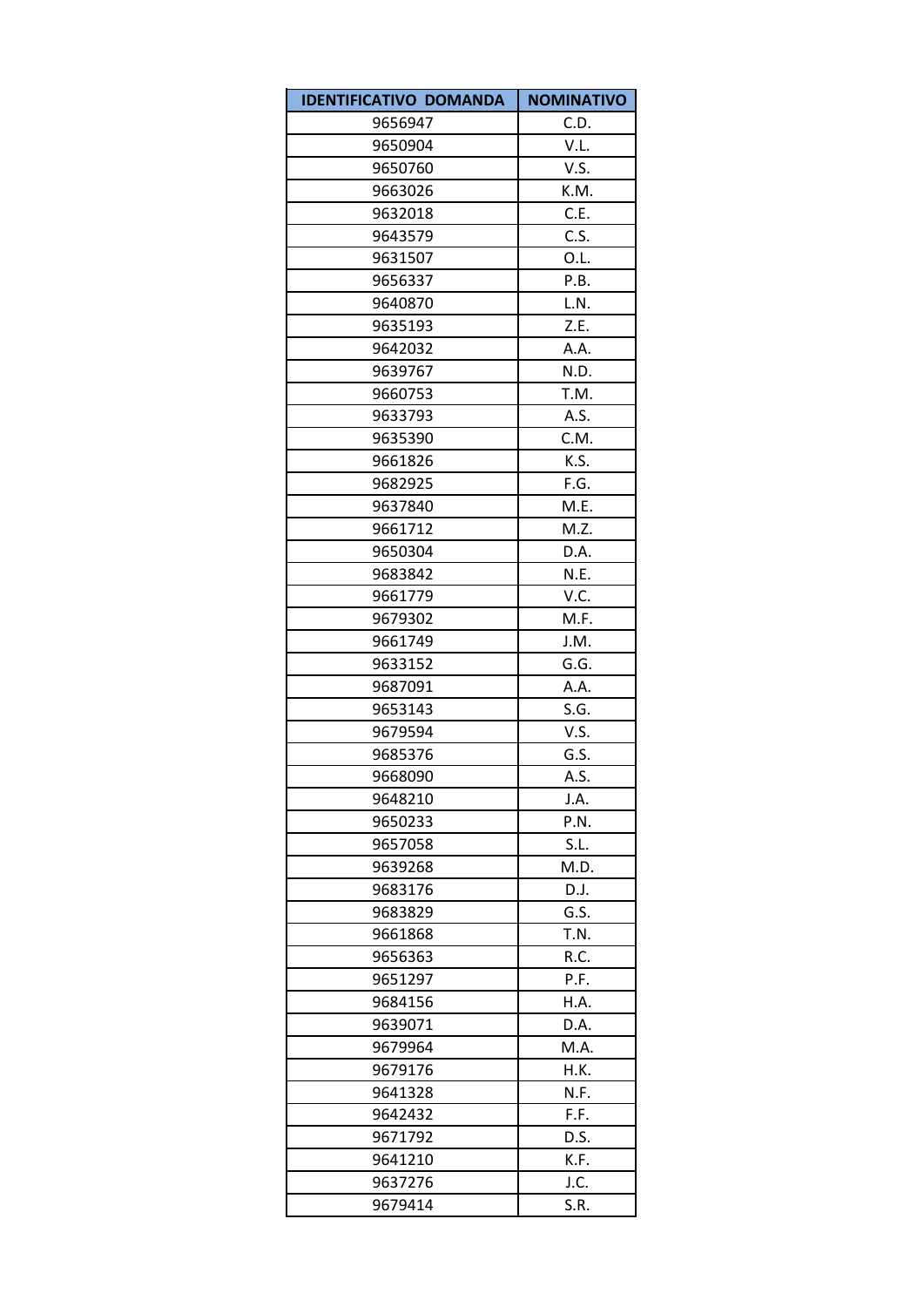| IDENTIFICATIVO DOMANDA | NOMINATIVO |
| --- | --- |
| 9656947 | C.D. |
| 9650904 | V.L. |
| 9650760 | V.S. |
| 9663026 | K.M. |
| 9632018 | C.E. |
| 9643579 | C.S. |
| 9631507 | O.L. |
| 9656337 | P.B. |
| 9640870 | L.N. |
| 9635193 | Z.E. |
| 9642032 | A.A. |
| 9639767 | N.D. |
| 9660753 | T.M. |
| 9633793 | A.S. |
| 9635390 | C.M. |
| 9661826 | K.S. |
| 9682925 | F.G. |
| 9637840 | M.E. |
| 9661712 | M.Z. |
| 9650304 | D.A. |
| 9683842 | N.E. |
| 9661779 | V.C. |
| 9679302 | M.F. |
| 9661749 | J.M. |
| 9633152 | G.G. |
| 9687091 | A.A. |
| 9653143 | S.G. |
| 9679594 | V.S. |
| 9685376 | G.S. |
| 9668090 | A.S. |
| 9648210 | J.A. |
| 9650233 | P.N. |
| 9657058 | S.L. |
| 9639268 | M.D. |
| 9683176 | D.J. |
| 9683829 | G.S. |
| 9661868 | T.N. |
| 9656363 | R.C. |
| 9651297 | P.F. |
| 9684156 | H.A. |
| 9639071 | D.A. |
| 9679964 | M.A. |
| 9679176 | H.K. |
| 9641328 | N.F. |
| 9642432 | F.F. |
| 9671792 | D.S. |
| 9641210 | K.F. |
| 9637276 | J.C. |
| 9679414 | S.R. |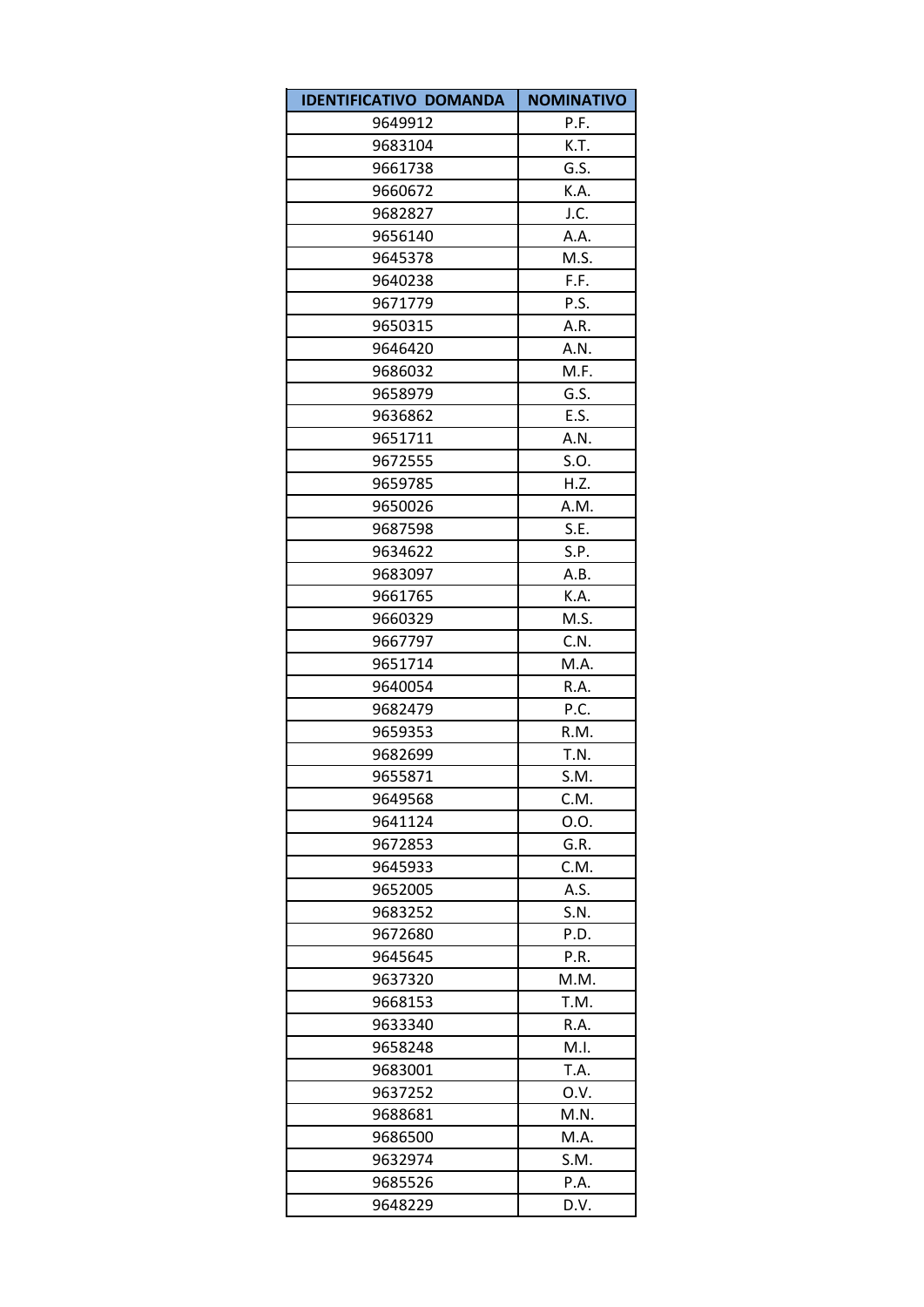| IDENTIFICATIVO DOMANDA | NOMINATIVO |
|---|---|
| 9649912 | P.F. |
| 9683104 | K.T. |
| 9661738 | G.S. |
| 9660672 | K.A. |
| 9682827 | J.C. |
| 9656140 | A.A. |
| 9645378 | M.S. |
| 9640238 | F.F. |
| 9671779 | P.S. |
| 9650315 | A.R. |
| 9646420 | A.N. |
| 9686032 | M.F. |
| 9658979 | G.S. |
| 9636862 | E.S. |
| 9651711 | A.N. |
| 9672555 | S.O. |
| 9659785 | H.Z. |
| 9650026 | A.M. |
| 9687598 | S.E. |
| 9634622 | S.P. |
| 9683097 | A.B. |
| 9661765 | K.A. |
| 9660329 | M.S. |
| 9667797 | C.N. |
| 9651714 | M.A. |
| 9640054 | R.A. |
| 9682479 | P.C. |
| 9659353 | R.M. |
| 9682699 | T.N. |
| 9655871 | S.M. |
| 9649568 | C.M. |
| 9641124 | O.O. |
| 9672853 | G.R. |
| 9645933 | C.M. |
| 9652005 | A.S. |
| 9683252 | S.N. |
| 9672680 | P.D. |
| 9645645 | P.R. |
| 9637320 | M.M. |
| 9668153 | T.M. |
| 9633340 | R.A. |
| 9658248 | M.I. |
| 9683001 | T.A. |
| 9637252 | O.V. |
| 9688681 | M.N. |
| 9686500 | M.A. |
| 9632974 | S.M. |
| 9685526 | P.A. |
| 9648229 | D.V. |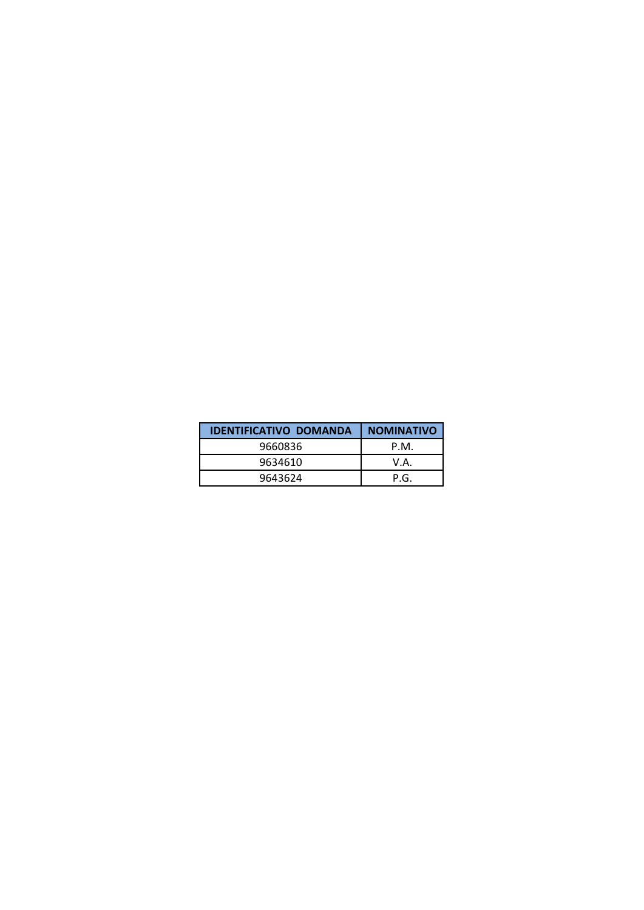| IDENTIFICATIVO  DOMANDA | NOMINATIVO |
| --- | --- |
| 9660836 | P.M. |
| 9634610 | V.A. |
| 9643624 | P.G. |